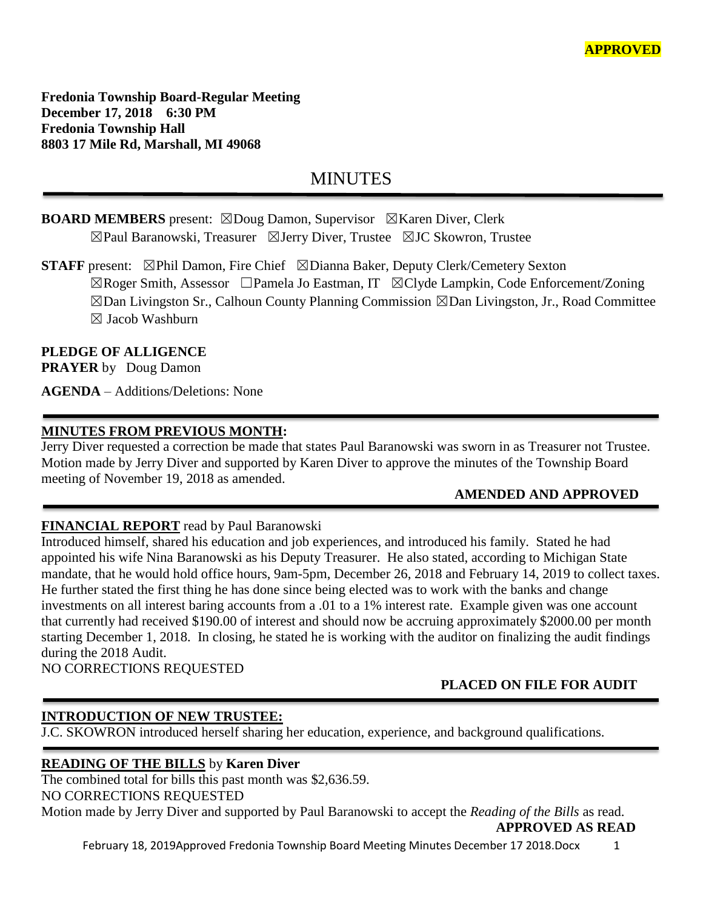**APPROVED**

**Fredonia Township Board-Regular Meeting**
**December 17, 2018 6:30 PM**
**Fredonia Township Hall**
**8803 17 Mile Rd, Marshall, MI 49068**

# MINUTES

**BOARD MEMBERS** present: ☒Doug Damon, Supervisor ☒Karen Diver, Clerk
☒Paul Baranowski, Treasurer ☒Jerry Diver, Trustee ☒JC Skowron, Trustee

**STAFF** present: ☒Phil Damon, Fire Chief ☒Dianna Baker, Deputy Clerk/Cemetery Sexton
☒Roger Smith, Assessor ☐Pamela Jo Eastman, IT ☒Clyde Lampkin, Code Enforcement/Zoning
☒Dan Livingston Sr., Calhoun County Planning Commission ☒Dan Livingston, Jr., Road Committee
☒ Jacob Washburn

**PLEDGE OF ALLIGENCE**
**PRAYER** by Doug Damon

**AGENDA** – Additions/Deletions: None

**MINUTES FROM PREVIOUS MONTH:**
Jerry Diver requested a correction be made that states Paul Baranowski was sworn in as Treasurer not Trustee. Motion made by Jerry Diver and supported by Karen Diver to approve the minutes of the Township Board meeting of November 19, 2018 as amended.

**AMENDED AND APPROVED**

**FINANCIAL REPORT** read by Paul Baranowski
Introduced himself, shared his education and job experiences, and introduced his family. Stated he had appointed his wife Nina Baranowski as his Deputy Treasurer. He also stated, according to Michigan State mandate, that he would hold office hours, 9am-5pm, December 26, 2018 and February 14, 2019 to collect taxes. He further stated the first thing he has done since being elected was to work with the banks and change investments on all interest baring accounts from a .01 to a 1% interest rate. Example given was one account that currently had received $190.00 of interest and should now be accruing approximately $2000.00 per month starting December 1, 2018. In closing, he stated he is working with the auditor on finalizing the audit findings during the 2018 Audit.
NO CORRECTIONS REQUESTED

**PLACED ON FILE FOR AUDIT**

**INTRODUCTION OF NEW TRUSTEE:**
J.C. SKOWRON introduced herself sharing her education, experience, and background qualifications.

**READING OF THE BILLS** by **Karen Diver**
The combined total for bills this past month was $2,636.59.
NO CORRECTIONS REQUESTED
Motion made by Jerry Diver and supported by Paul Baranowski to accept the *Reading of the Bills* as read.

**APPROVED AS READ**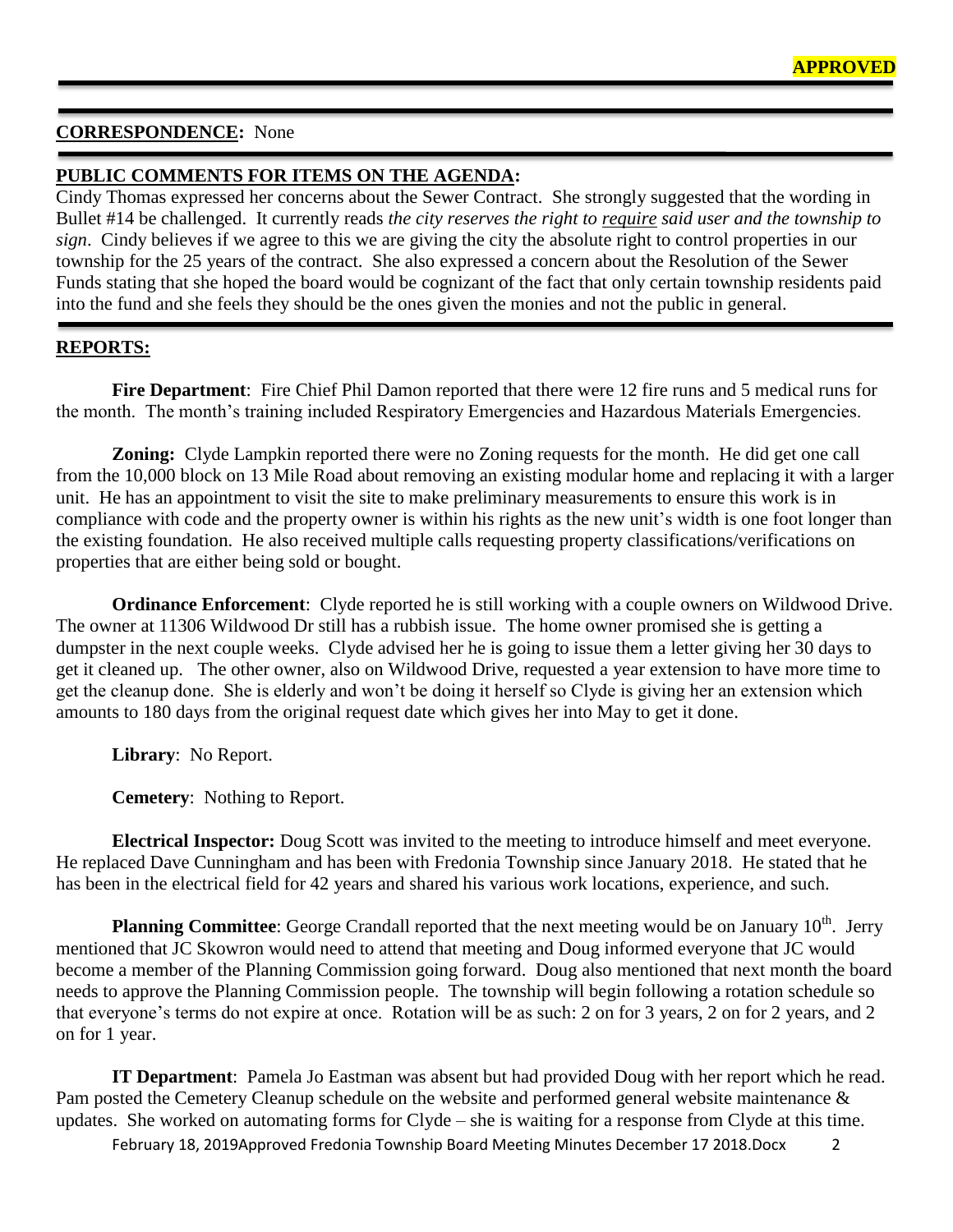**APPROVED**

**CORRESPONDENCE:** None

**PUBLIC COMMENTS FOR ITEMS ON THE AGENDA:**

Cindy Thomas expressed her concerns about the Sewer Contract. She strongly suggested that the wording in Bullet #14 be challenged. It currently reads *the city reserves the right to require said user and the township to sign*. Cindy believes if we agree to this we are giving the city the absolute right to control properties in our township for the 25 years of the contract. She also expressed a concern about the Resolution of the Sewer Funds stating that she hoped the board would be cognizant of the fact that only certain township residents paid into the fund and she feels they should be the ones given the monies and not the public in general.

**REPORTS:**

**Fire Department**: Fire Chief Phil Damon reported that there were 12 fire runs and 5 medical runs for the month. The month's training included Respiratory Emergencies and Hazardous Materials Emergencies.

**Zoning:** Clyde Lampkin reported there were no Zoning requests for the month. He did get one call from the 10,000 block on 13 Mile Road about removing an existing modular home and replacing it with a larger unit. He has an appointment to visit the site to make preliminary measurements to ensure this work is in compliance with code and the property owner is within his rights as the new unit's width is one foot longer than the existing foundation. He also received multiple calls requesting property classifications/verifications on properties that are either being sold or bought.

**Ordinance Enforcement**: Clyde reported he is still working with a couple owners on Wildwood Drive. The owner at 11306 Wildwood Dr still has a rubbish issue. The home owner promised she is getting a dumpster in the next couple weeks. Clyde advised her he is going to issue them a letter giving her 30 days to get it cleaned up. The other owner, also on Wildwood Drive, requested a year extension to have more time to get the cleanup done. She is elderly and won't be doing it herself so Clyde is giving her an extension which amounts to 180 days from the original request date which gives her into May to get it done.

**Library**: No Report.

**Cemetery**: Nothing to Report.

**Electrical Inspector:** Doug Scott was invited to the meeting to introduce himself and meet everyone. He replaced Dave Cunningham and has been with Fredonia Township since January 2018. He stated that he has been in the electrical field for 42 years and shared his various work locations, experience, and such.

**Planning Committee**: George Crandall reported that the next meeting would be on January 10th. Jerry mentioned that JC Skowron would need to attend that meeting and Doug informed everyone that JC would become a member of the Planning Commission going forward. Doug also mentioned that next month the board needs to approve the Planning Commission people. The township will begin following a rotation schedule so that everyone's terms do not expire at once. Rotation will be as such: 2 on for 3 years, 2 on for 2 years, and 2 on for 1 year.

**IT Department**: Pamela Jo Eastman was absent but had provided Doug with her report which he read. Pam posted the Cemetery Cleanup schedule on the website and performed general website maintenance & updates. She worked on automating forms for Clyde – she is waiting for a response from Clyde at this time.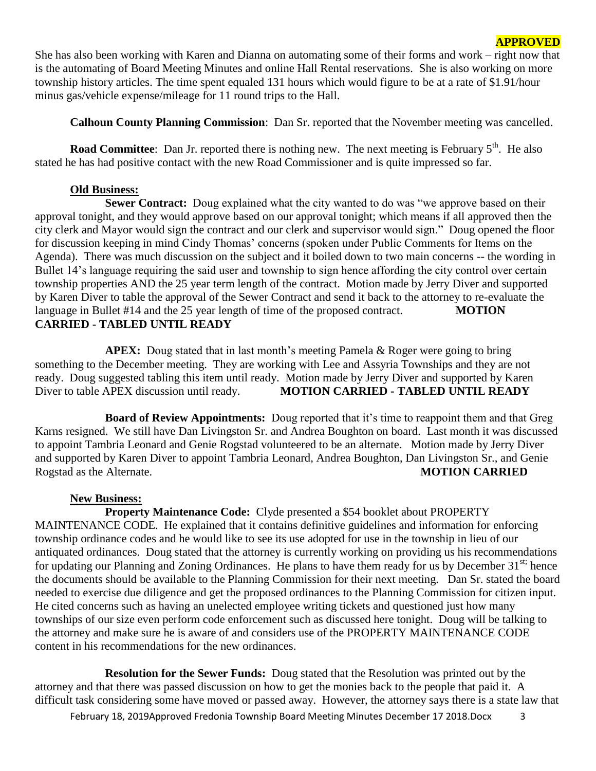**APPROVED**

She has also been working with Karen and Dianna on automating some of their forms and work – right now that is the automating of Board Meeting Minutes and online Hall Rental reservations. She is also working on more township history articles. The time spent equaled 131 hours which would figure to be at a rate of $1.91/hour minus gas/vehicle expense/mileage for 11 round trips to the Hall.

**Calhoun County Planning Commission**: Dan Sr. reported that the November meeting was cancelled.

**Road Committee**: Dan Jr. reported there is nothing new. The next meeting is February 5th. He also stated he has had positive contact with the new Road Commissioner and is quite impressed so far.

**Old Business:**

**Sewer Contract:** Doug explained what the city wanted to do was "we approve based on their approval tonight, and they would approve based on our approval tonight; which means if all approved then the city clerk and Mayor would sign the contract and our clerk and supervisor would sign." Doug opened the floor for discussion keeping in mind Cindy Thomas' concerns (spoken under Public Comments for Items on the Agenda). There was much discussion on the subject and it boiled down to two main concerns -- the wording in Bullet 14's language requiring the said user and township to sign hence affording the city control over certain township properties AND the 25 year term length of the contract. Motion made by Jerry Diver and supported by Karen Diver to table the approval of the Sewer Contract and send it back to the attorney to re-evaluate the language in Bullet #14 and the 25 year length of time of the proposed contract. **MOTION CARRIED - TABLED UNTIL READY**

**APEX:** Doug stated that in last month's meeting Pamela & Roger were going to bring something to the December meeting. They are working with Lee and Assyria Townships and they are not ready. Doug suggested tabling this item until ready. Motion made by Jerry Diver and supported by Karen Diver to table APEX discussion until ready. **MOTION CARRIED - TABLED UNTIL READY**

**Board of Review Appointments:** Doug reported that it's time to reappoint them and that Greg Karns resigned. We still have Dan Livingston Sr. and Andrea Boughton on board. Last month it was discussed to appoint Tambria Leonard and Genie Rogstad volunteered to be an alternate. Motion made by Jerry Diver and supported by Karen Diver to appoint Tambria Leonard, Andrea Boughton, Dan Livingston Sr., and Genie Rogstad as the Alternate. **MOTION CARRIED**

**New Business:**

**Property Maintenance Code:** Clyde presented a $54 booklet about PROPERTY MAINTENANCE CODE. He explained that it contains definitive guidelines and information for enforcing township ordinance codes and he would like to see its use adopted for use in the township in lieu of our antiquated ordinances. Doug stated that the attorney is currently working on providing us his recommendations for updating our Planning and Zoning Ordinances. He plans to have them ready for us by December 31st; hence the documents should be available to the Planning Commission for their next meeting. Dan Sr. stated the board needed to exercise due diligence and get the proposed ordinances to the Planning Commission for citizen input. He cited concerns such as having an unelected employee writing tickets and questioned just how many townships of our size even perform code enforcement such as discussed here tonight. Doug will be talking to the attorney and make sure he is aware of and considers use of the PROPERTY MAINTENANCE CODE content in his recommendations for the new ordinances.

**Resolution for the Sewer Funds:** Doug stated that the Resolution was printed out by the attorney and that there was passed discussion on how to get the monies back to the people that paid it. A difficult task considering some have moved or passed away. However, the attorney says there is a state law that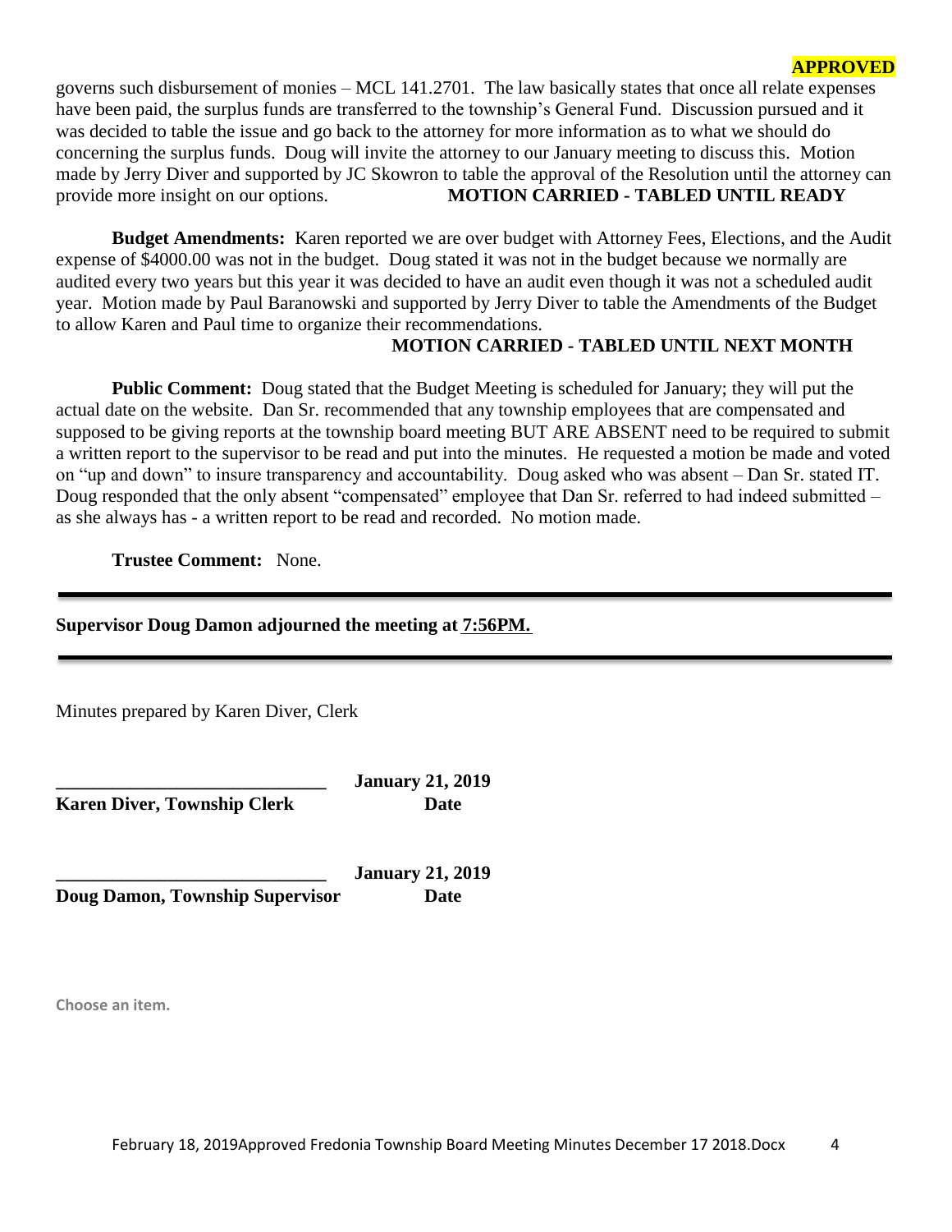**APPROVED**

governs such disbursement of monies – MCL 141.2701. The law basically states that once all relate expenses have been paid, the surplus funds are transferred to the township's General Fund. Discussion pursued and it was decided to table the issue and go back to the attorney for more information as to what we should do concerning the surplus funds. Doug will invite the attorney to our January meeting to discuss this. Motion made by Jerry Diver and supported by JC Skowron to table the approval of the Resolution until the attorney can provide more insight on our options. **MOTION CARRIED - TABLED UNTIL READY**

**Budget Amendments:** Karen reported we are over budget with Attorney Fees, Elections, and the Audit expense of $4000.00 was not in the budget. Doug stated it was not in the budget because we normally are audited every two years but this year it was decided to have an audit even though it was not a scheduled audit year. Motion made by Paul Baranowski and supported by Jerry Diver to table the Amendments of the Budget to allow Karen and Paul time to organize their recommendations.

**MOTION CARRIED - TABLED UNTIL NEXT MONTH**

**Public Comment:** Doug stated that the Budget Meeting is scheduled for January; they will put the actual date on the website. Dan Sr. recommended that any township employees that are compensated and supposed to be giving reports at the township board meeting BUT ARE ABSENT need to be required to submit a written report to the supervisor to be read and put into the minutes. He requested a motion be made and voted on "up and down" to insure transparency and accountability. Doug asked who was absent – Dan Sr. stated IT. Doug responded that the only absent "compensated" employee that Dan Sr. referred to had indeed submitted – as she always has - a written report to be read and recorded. No motion made.

**Trustee Comment:** None.

---

**Supervisor Doug Damon adjourned the meeting at 7:56PM.**

---

Minutes prepared by Karen Diver, Clerk

**_____________________________ January 21, 2019**
**Karen Diver, Township Clerk Date**

**_____________________________ January 21, 2019**
**Doug Damon, Township Supervisor Date**

Choose an item.